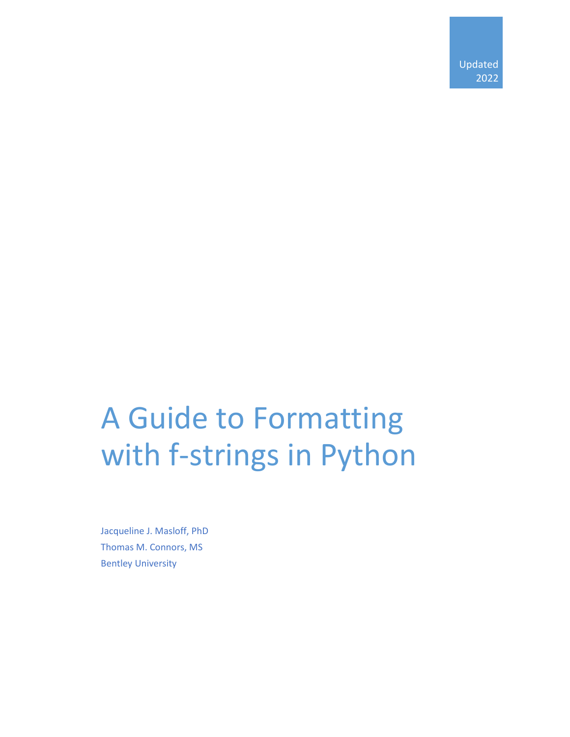Updated 2022

# A Guide to Formatting with f-strings in Python

Jacqueline J. Masloff, PhD
Thomas M. Connors, MS
Bentley University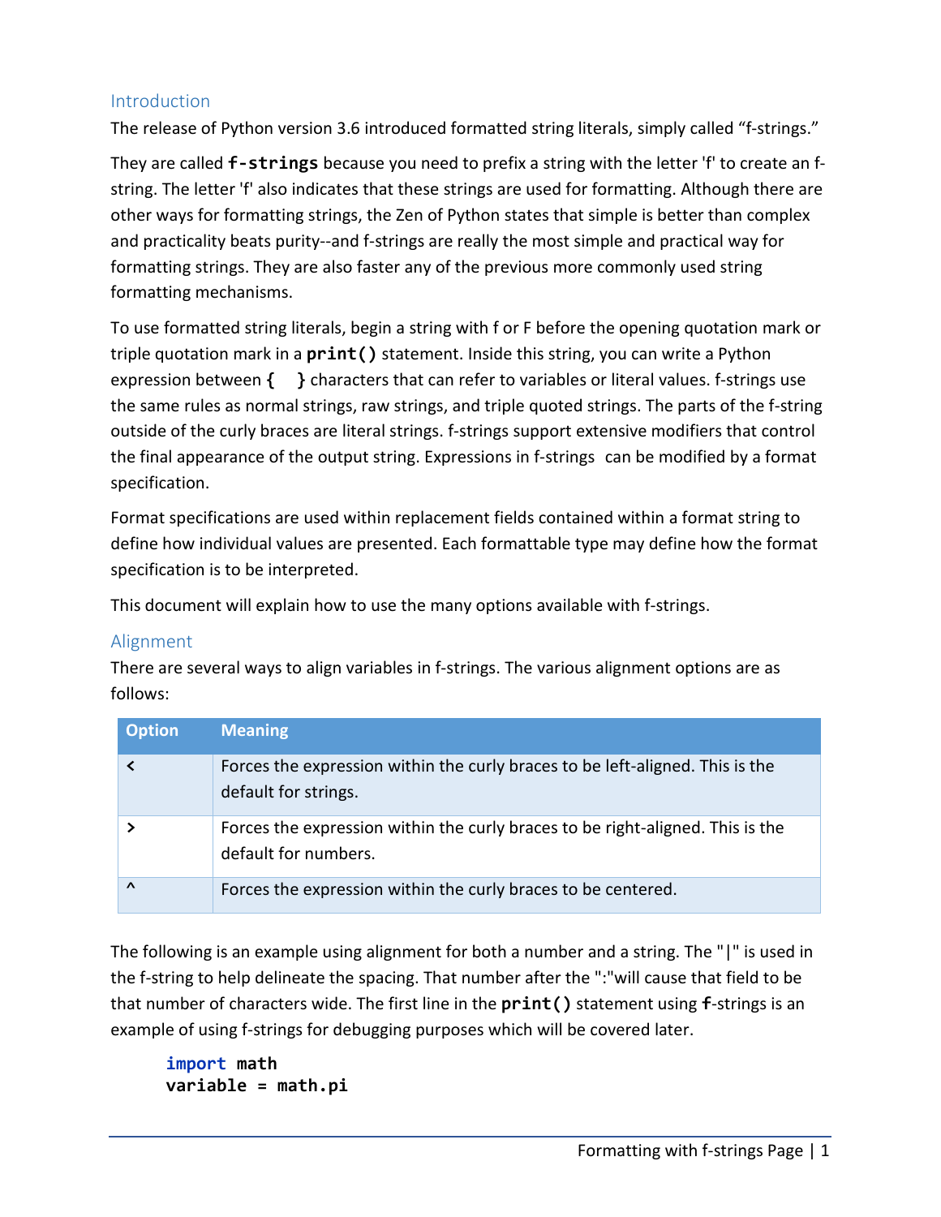## Introduction

The release of Python version 3.6 introduced formatted string literals, simply called "f-strings."

They are called **`f-strings`** because you need to prefix a string with the letter 'f' to create an f-string. The letter 'f' also indicates that these strings are used for formatting. Although there are other ways for formatting strings, the Zen of Python states that simple is better than complex and practicality beats purity--and f-strings are really the most simple and practical way for formatting strings. They are also faster any of the previous more commonly used string formatting mechanisms.

To use formatted string literals, begin a string with f or F before the opening quotation mark or triple quotation mark in a **`print()`** statement. Inside this string, you can write a Python expression between **`{ }`** characters that can refer to variables or literal values. f-strings use the same rules as normal strings, raw strings, and triple quoted strings. The parts of the f-string outside of the curly braces are literal strings. f-strings support extensive modifiers that control the final appearance of the output string. Expressions in f-strings can be modified by a format specification.

Format specifications are used within replacement fields contained within a format string to define how individual values are presented. Each formattable type may define how the format specification is to be interpreted.

This document will explain how to use the many options available with f-strings.

## Alignment

There are several ways to align variables in f-strings. The various alignment options are as follows:

| Option | Meaning |
|---|---|
| **<** | Forces the expression within the curly braces to be left-aligned. This is the default for strings. |
| **>** | Forces the expression within the curly braces to be right-aligned. This is the default for numbers. |
| **^** | Forces the expression within the curly braces to be centered. |

The following is an example using alignment for both a number and a string. The "|" is used in the f-string to help delineate the spacing. That number after the ":"will cause that field to be that number of characters wide. The first line in the **`print()`** statement using **`f`**-strings is an example of using f-strings for debugging purposes which will be covered later.

```
import math
variable = math.pi
```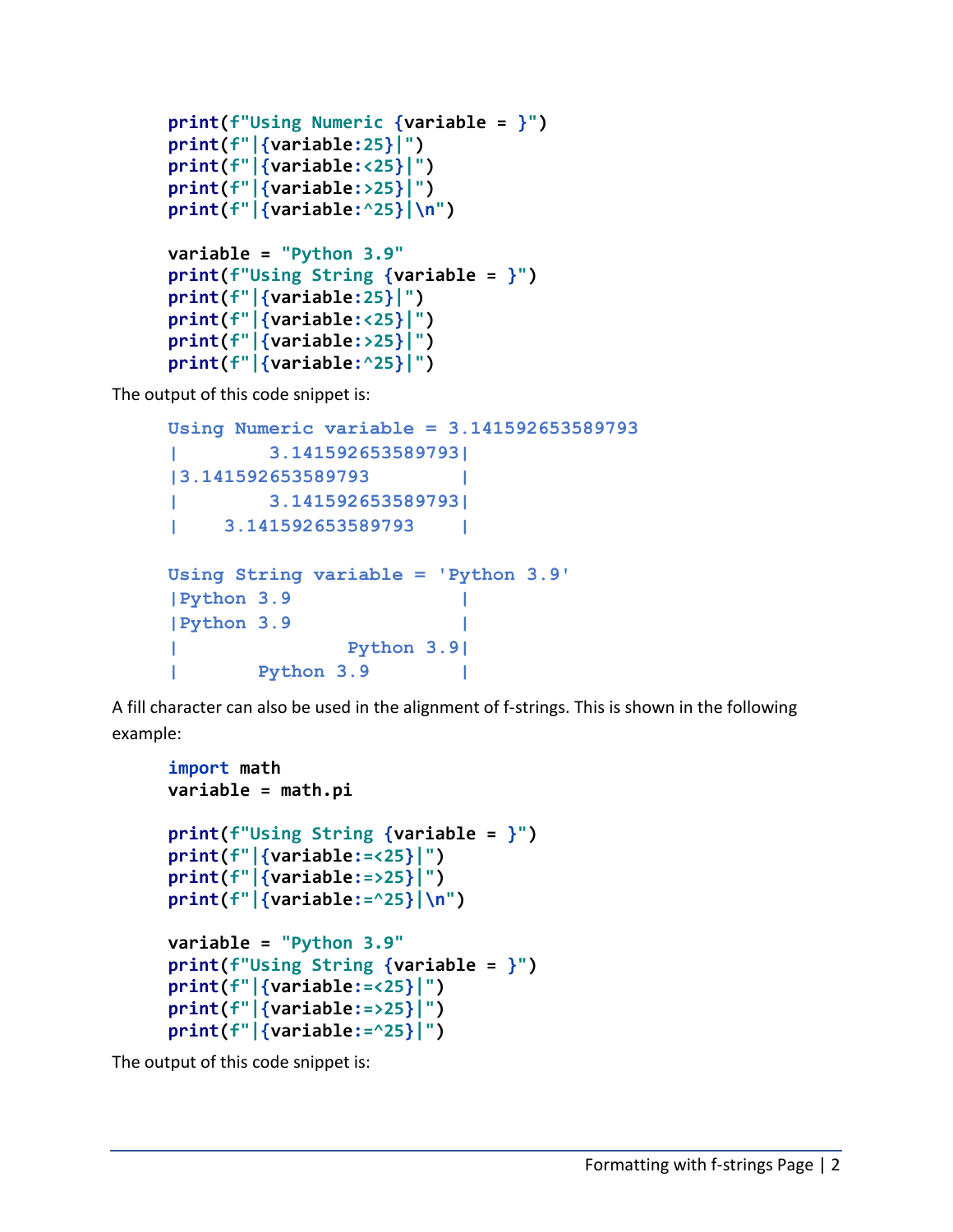```
print(f"Using Numeric {variable = }")
print(f"|{variable:25}|")
print(f"|{variable:<25}|")
print(f"|{variable:>25}|")
print(f"|{variable:^25}|\n")

variable = "Python 3.9"
print(f"Using String {variable = }")
print(f"|{variable:25}|")
print(f"|{variable:<25}|")
print(f"|{variable:>25}|")
print(f"|{variable:^25}|")
```

The output of this code snippet is:

```
Using Numeric variable = 3.141592653589793
|        3.141592653589793|
|3.141592653589793        |
|        3.141592653589793|
|    3.141592653589793    |

Using String variable = 'Python 3.9'
|Python 3.9               |
|Python 3.9               |
|               Python 3.9|
|       Python 3.9        |
```

A fill character can also be used in the alignment of f-strings. This is shown in the following example:

```
import math
variable = math.pi

print(f"Using String {variable = }")
print(f"|{variable:=<25}|")
print(f"|{variable:=>25}|")
print(f"|{variable:=^25}|\n")

variable = "Python 3.9"
print(f"Using String {variable = }")
print(f"|{variable:=<25}|")
print(f"|{variable:=>25}|")
print(f"|{variable:=^25}|")
```

The output of this code snippet is: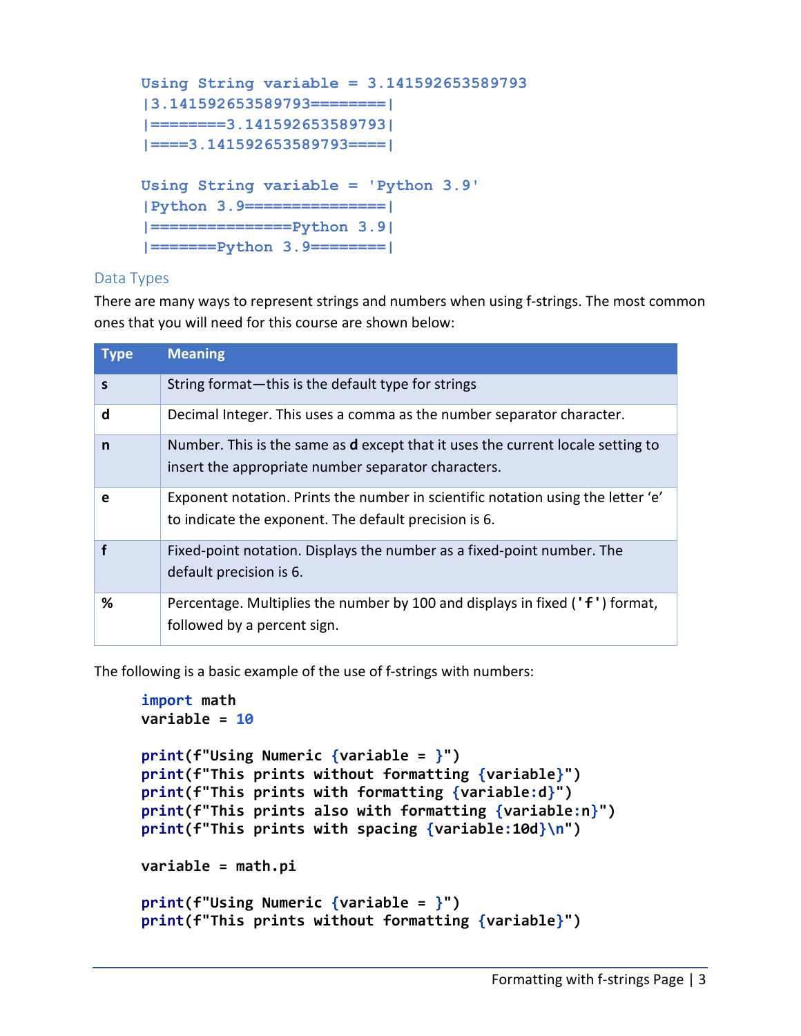```
Using String variable = 3.141592653589793
|3.141592653589793========|
|========3.141592653589793|
|====3.141592653589793====|

Using String variable = 'Python 3.9'
|Python 3.9===============|
|===============Python 3.9|
|=======Python 3.9========|
```

### Data Types

There are many ways to represent strings and numbers when using f-strings. The most common ones that you will need for this course are shown below:

| Type | Meaning |
|---|---|
| **s** | String format—this is the default type for strings |
| **d** | Decimal Integer. This uses a comma as the number separator character. |
| **n** | Number. This is the same as **d** except that it uses the current locale setting to insert the appropriate number separator characters. |
| **e** | Exponent notation. Prints the number in scientific notation using the letter 'e' to indicate the exponent. The default precision is 6. |
| **f** | Fixed-point notation. Displays the number as a fixed-point number. The default precision is 6. |
| **%** | Percentage. Multiplies the number by 100 and displays in fixed (**'f'**) format, followed by a percent sign. |

The following is a basic example of the use of f-strings with numbers:

```
import math
variable = 10

print(f"Using Numeric {variable = }")
print(f"This prints without formatting {variable}")
print(f"This prints with formatting {variable:d}")
print(f"This prints also with formatting {variable:n}")
print(f"This prints with spacing {variable:10d}\n")

variable = math.pi

print(f"Using Numeric {variable = }")
print(f"This prints without formatting {variable}")
```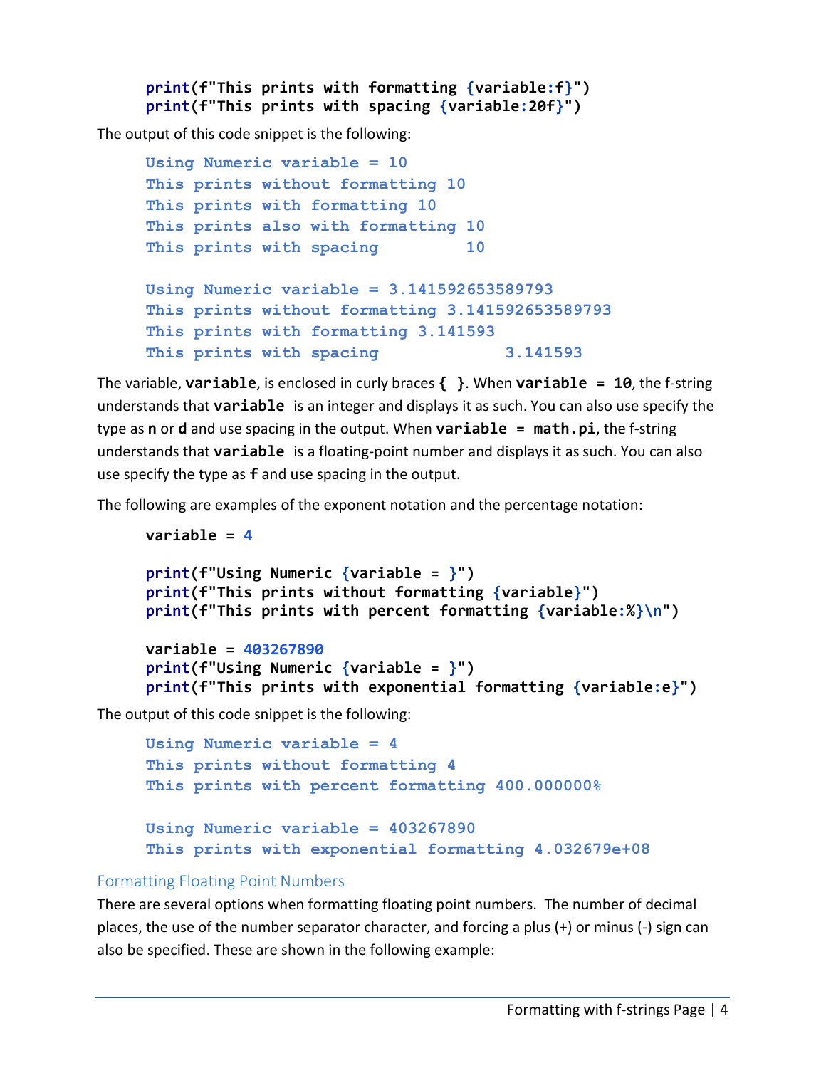```
print(f"This prints with formatting {variable:f}")
print(f"This prints with spacing {variable:20f}")
```

The output of this code snippet is the following:

```
Using Numeric variable = 10
This prints without formatting 10
This prints with formatting 10
This prints also with formatting 10
This prints with spacing         10

Using Numeric variable = 3.141592653589793
This prints without formatting 3.141592653589793
This prints with formatting 3.141593
This prints with spacing             3.141593
```

The variable, **variable**, is enclosed in curly braces **{ }**. When **variable = 10**, the f-string understands that **variable** is an integer and displays it as such. You can also use specify the type as **n** or **d** and use spacing in the output. When **variable = math.pi**, the f-string understands that **variable** is a floating-point number and displays it as such. You can also use specify the type as **f** and use spacing in the output.

The following are examples of the exponent notation and the percentage notation:

```
variable = 4

print(f"Using Numeric {variable = }")
print(f"This prints without formatting {variable}")
print(f"This prints with percent formatting {variable:%}\n")

variable = 403267890
print(f"Using Numeric {variable = }")
print(f"This prints with exponential formatting {variable:e}")
```

The output of this code snippet is the following:

```
Using Numeric variable = 4
This prints without formatting 4
This prints with percent formatting 400.000000%

Using Numeric variable = 403267890
This prints with exponential formatting 4.032679e+08
```

## Formatting Floating Point Numbers

There are several options when formatting floating point numbers. The number of decimal places, the use of the number separator character, and forcing a plus (+) or minus (-) sign can also be specified. These are shown in the following example: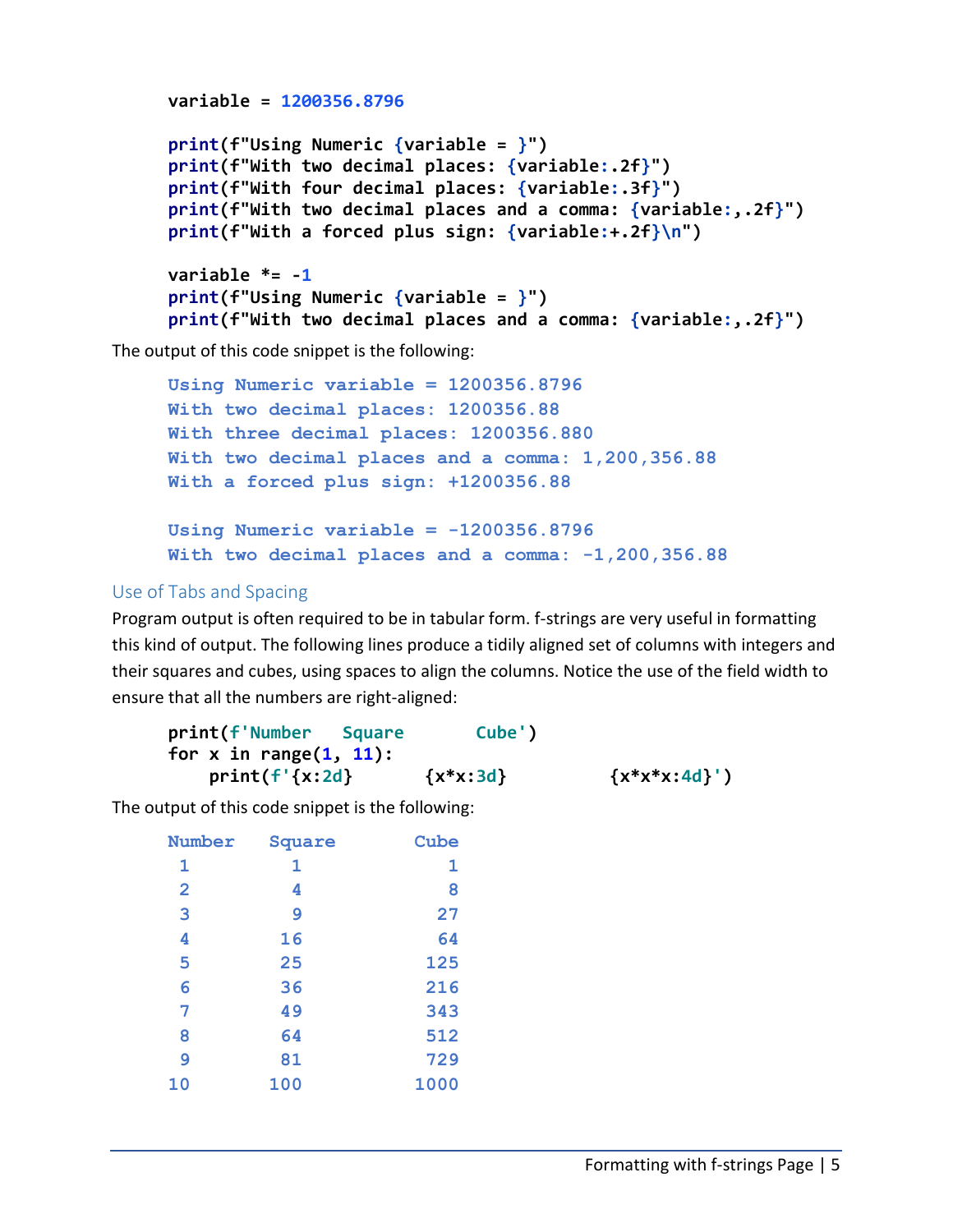```
variable = 1200356.8796

print(f"Using Numeric {variable = }")
print(f"With two decimal places: {variable:.2f}")
print(f"With four decimal places: {variable:.3f}")
print(f"With two decimal places and a comma: {variable:,.2f}")
print(f"With a forced plus sign: {variable:+.2f}\n")

variable *= -1
print(f"Using Numeric {variable = }")
print(f"With two decimal places and a comma: {variable:,.2f}")
```

The output of this code snippet is the following:

```
Using Numeric variable = 1200356.8796
With two decimal places: 1200356.88
With three decimal places: 1200356.880
With two decimal places and a comma: 1,200,356.88
With a forced plus sign: +1200356.88

Using Numeric variable = -1200356.8796
With two decimal places and a comma: -1,200,356.88
```

## Use of Tabs and Spacing

Program output is often required to be in tabular form. f-strings are very useful in formatting this kind of output. The following lines produce a tidily aligned set of columns with integers and their squares and cubes, using spaces to align the columns. Notice the use of the field width to ensure that all the numbers are right-aligned:

```
print(f'Number   Square      Cube')
for x in range(1, 11):
    print(f'{x:2d}       {x*x:3d}          {x*x*x:4d}')
```

The output of this code snippet is the following:

```
Number   Square      Cube
 1         1            1
 2         4            8
 3         9           27
 4        16           64
 5        25          125
 6        36          216
 7        49          343
 8        64          512
 9        81          729
10       100         1000
```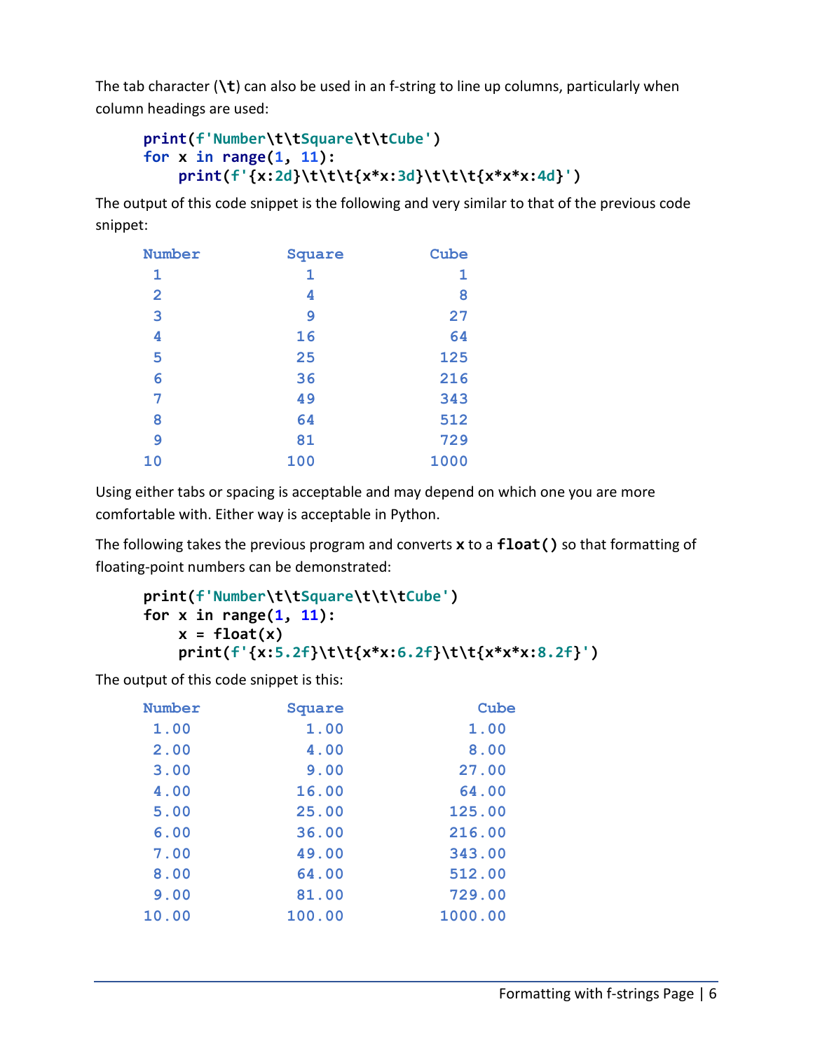The tab character (**\t**) can also be used in an f-string to line up columns, particularly when column headings are used:

```
print(f'Number\t\tSquare\t\tCube')
for x in range(1, 11):
    print(f'{x:2d}\t\t\t{x*x:3d}\t\t\t{x*x*x:4d}')
```

The output of this code snippet is the following and very similar to that of the previous code snippet:

```
Number          Square          Cube
 1                 1               1
 2                 4               8
 3                 9              27
 4                16              64
 5                25             125
 6                36             216
 7                49             343
 8                64             512
 9                81             729
10               100            1000
```

Using either tabs or spacing is acceptable and may depend on which one you are more comfortable with. Either way is acceptable in Python.

The following takes the previous program and converts **x** to a **float()** so that formatting of floating-point numbers can be demonstrated:

```
print(f'Number\t\tSquare\t\t\tCube')
for x in range(1, 11):
    x = float(x)
    print(f'{x:5.2f}\t\t{x*x:6.2f}\t\t{x*x*x:8.2f}')
```

The output of this code snippet is this:

```
Number          Square              Cube
 1.00             1.00              1.00
 2.00             4.00              8.00
 3.00             9.00             27.00
 4.00            16.00             64.00
 5.00            25.00            125.00
 6.00            36.00            216.00
 7.00            49.00            343.00
 8.00            64.00            512.00
 9.00            81.00            729.00
10.00           100.00           1000.00
```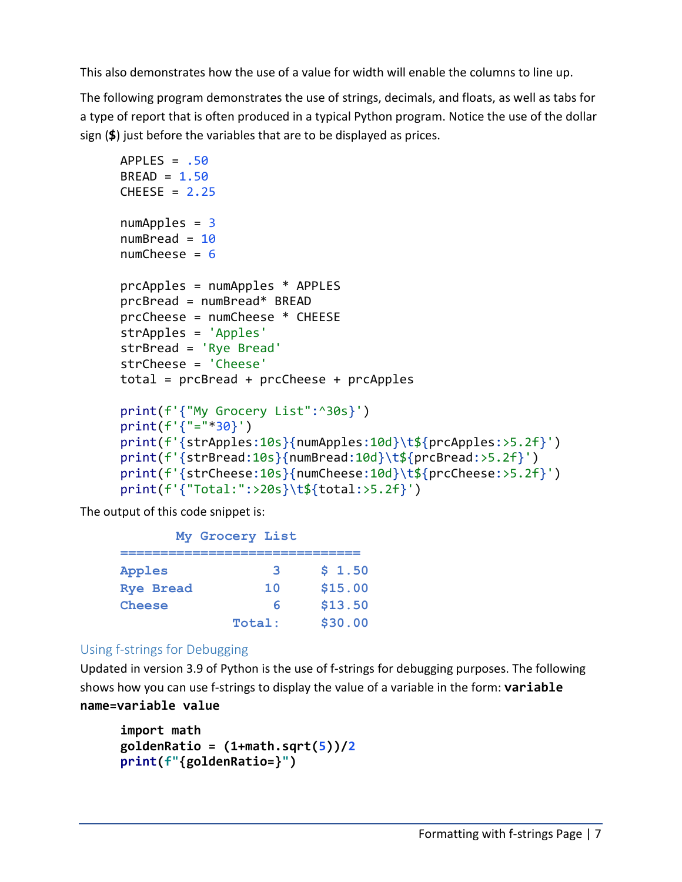This also demonstrates how the use of a value for width will enable the columns to line up.

The following program demonstrates the use of strings, decimals, and floats, as well as tabs for a type of report that is often produced in a typical Python program. Notice the use of the dollar sign (**$**) just before the variables that are to be displayed as prices.

```
APPLES = .50
BREAD = 1.50
CHEESE = 2.25

numApples = 3
numBread = 10
numCheese = 6

prcApples = numApples * APPLES
prcBread = numBread* BREAD
prcCheese = numCheese * CHEESE
strApples = 'Apples'
strBread = 'Rye Bread'
strCheese = 'Cheese'
total = prcBread + prcCheese + prcApples

print(f'{"My Grocery List":^30s}')
print(f'{"="*30}')
print(f'{strApples:10s}{numApples:10d}\t${prcApples:>5.2f}')
print(f'{strBread:10s}{numBread:10d}\t${prcBread:>5.2f}')
print(f'{strCheese:10s}{numCheese:10d}\t${prcCheese:>5.2f}')
print(f'{"Total:":>20s}\t${total:>5.2f}')
```

The output of this code snippet is:

```
       My Grocery List
==============================
Apples             3     $ 1.50
Rye Bread         10     $15.00
Cheese             6     $13.50
              Total:     $30.00
```

## Using f-strings for Debugging

Updated in version 3.9 of Python is the use of f-strings for debugging purposes. The following shows how you can use f-strings to display the value of a variable in the form: **`variable name=variable value`**

```
import math
goldenRatio = (1+math.sqrt(5))/2
print(f"{goldenRatio=}")
```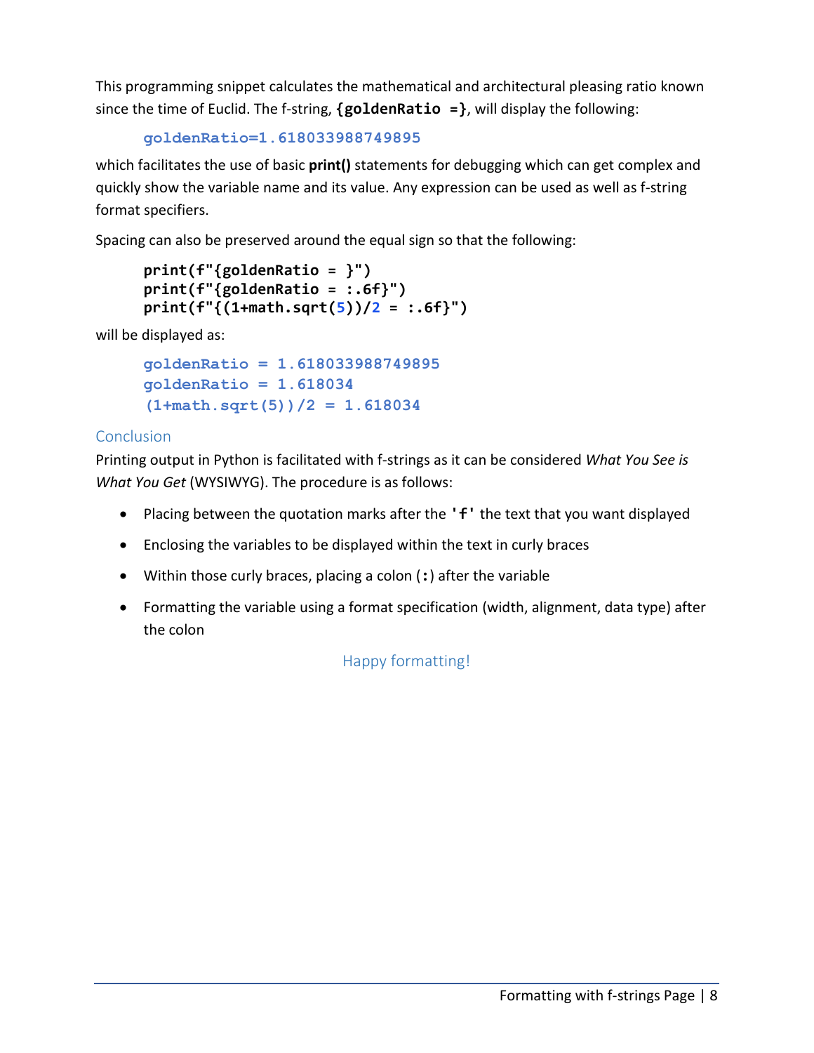This programming snippet calculates the mathematical and architectural pleasing ratio known since the time of Euclid. The f-string, **{goldenRatio =}**, will display the following:

```
goldenRatio=1.618033988749895
```

which facilitates the use of basic **print()** statements for debugging which can get complex and quickly show the variable name and its value. Any expression can be used as well as f-string format specifiers.

Spacing can also be preserved around the equal sign so that the following:

```
print(f"{goldenRatio = }")
print(f"{goldenRatio = :.6f}")
print(f"{(1+math.sqrt(5))/2 = :.6f}")
```

will be displayed as:

```
goldenRatio = 1.618033988749895
goldenRatio = 1.618034
(1+math.sqrt(5))/2 = 1.618034
```

## Conclusion

Printing output in Python is facilitated with f-strings as it can be considered *What You See is What You Get* (WYSIWYG). The procedure is as follows:

- Placing between the quotation marks after the **'f'** the text that you want displayed
- Enclosing the variables to be displayed within the text in curly braces
- Within those curly braces, placing a colon (**:**) after the variable
- Formatting the variable using a format specification (width, alignment, data type) after the colon

Happy formatting!